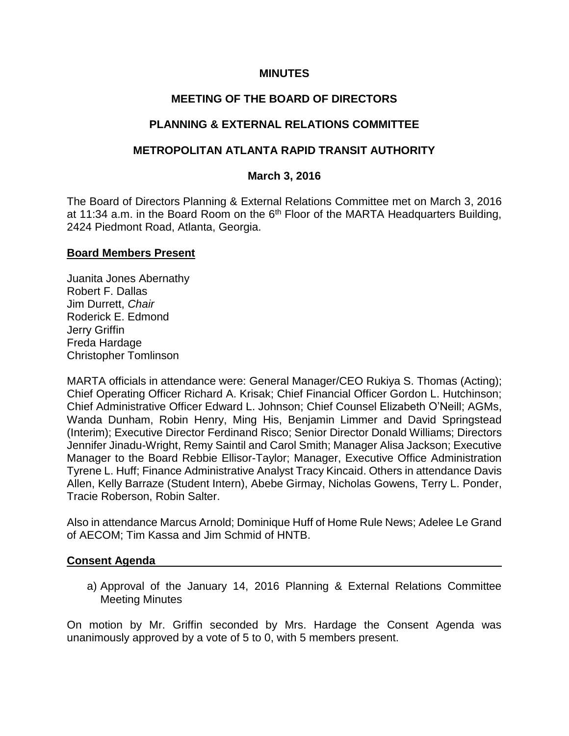**MINUTES**

**MEETING OF THE BOARD OF DIRECTORS**

**PLANNING & EXTERNAL RELATIONS COMMITTEE**

**METROPOLITAN ATLANTA RAPID TRANSIT AUTHORITY**

**March 3, 2016**

The Board of Directors Planning & External Relations Committee met on March 3, 2016 at 11:34 a.m. in the Board Room on the 6th Floor of the MARTA Headquarters Building, 2424 Piedmont Road, Atlanta, Georgia.

**Board Members Present**

Juanita Jones Abernathy
Robert F. Dallas
Jim Durrett, *Chair*
Roderick E. Edmond
Jerry Griffin
Freda Hardage
Christopher Tomlinson

MARTA officials in attendance were: General Manager/CEO Rukiya S. Thomas (Acting); Chief Operating Officer Richard A. Krisak; Chief Financial Officer Gordon L. Hutchinson; Chief Administrative Officer Edward L. Johnson; Chief Counsel Elizabeth O'Neill; AGMs, Wanda Dunham, Robin Henry, Ming His, Benjamin Limmer and David Springstead (Interim); Executive Director Ferdinand Risco; Senior Director Donald Williams; Directors Jennifer Jinadu-Wright, Remy Saintil and Carol Smith; Manager Alisa Jackson; Executive Manager to the Board Rebbie Ellisor-Taylor; Manager, Executive Office Administration Tyrene L. Huff; Finance Administrative Analyst Tracy Kincaid. Others in attendance Davis Allen, Kelly Barraze (Student Intern), Abebe Girmay, Nicholas Gowens, Terry L. Ponder, Tracie Roberson, Robin Salter.

Also in attendance Marcus Arnold; Dominique Huff of Home Rule News; Adelee Le Grand of AECOM; Tim Kassa and Jim Schmid of HNTB.

**Consent Agenda**

a) Approval of the January 14, 2016 Planning & External Relations Committee Meeting Minutes

On motion by Mr. Griffin seconded by Mrs. Hardage the Consent Agenda was unanimously approved by a vote of 5 to 0, with 5 members present.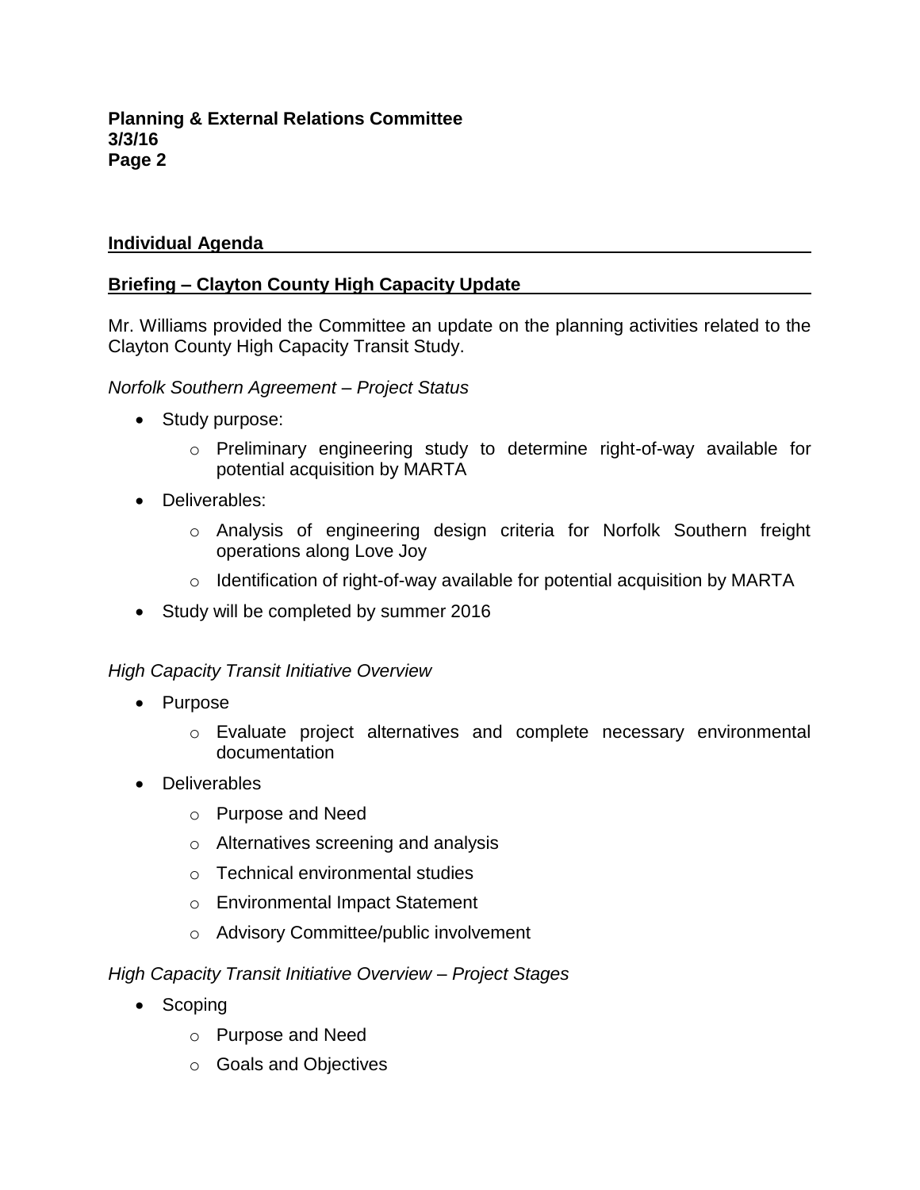## Individual Agenda

### Briefing – Clayton County High Capacity Update

Mr. Williams provided the Committee an update on the planning activities related to the Clayton County High Capacity Transit Study.

*Norfolk Southern Agreement – Project Status*

- Study purpose:
  - Preliminary engineering study to determine right-of-way available for potential acquisition by MARTA
- Deliverables:
  - Analysis of engineering design criteria for Norfolk Southern freight operations along Love Joy
  - Identification of right-of-way available for potential acquisition by MARTA
- Study will be completed by summer 2016

*High Capacity Transit Initiative Overview*

- Purpose
  - Evaluate project alternatives and complete necessary environmental documentation
- Deliverables
  - Purpose and Need
  - Alternatives screening and analysis
  - Technical environmental studies
  - Environmental Impact Statement
  - Advisory Committee/public involvement

*High Capacity Transit Initiative Overview – Project Stages*

- Scoping
  - Purpose and Need
  - Goals and Objectives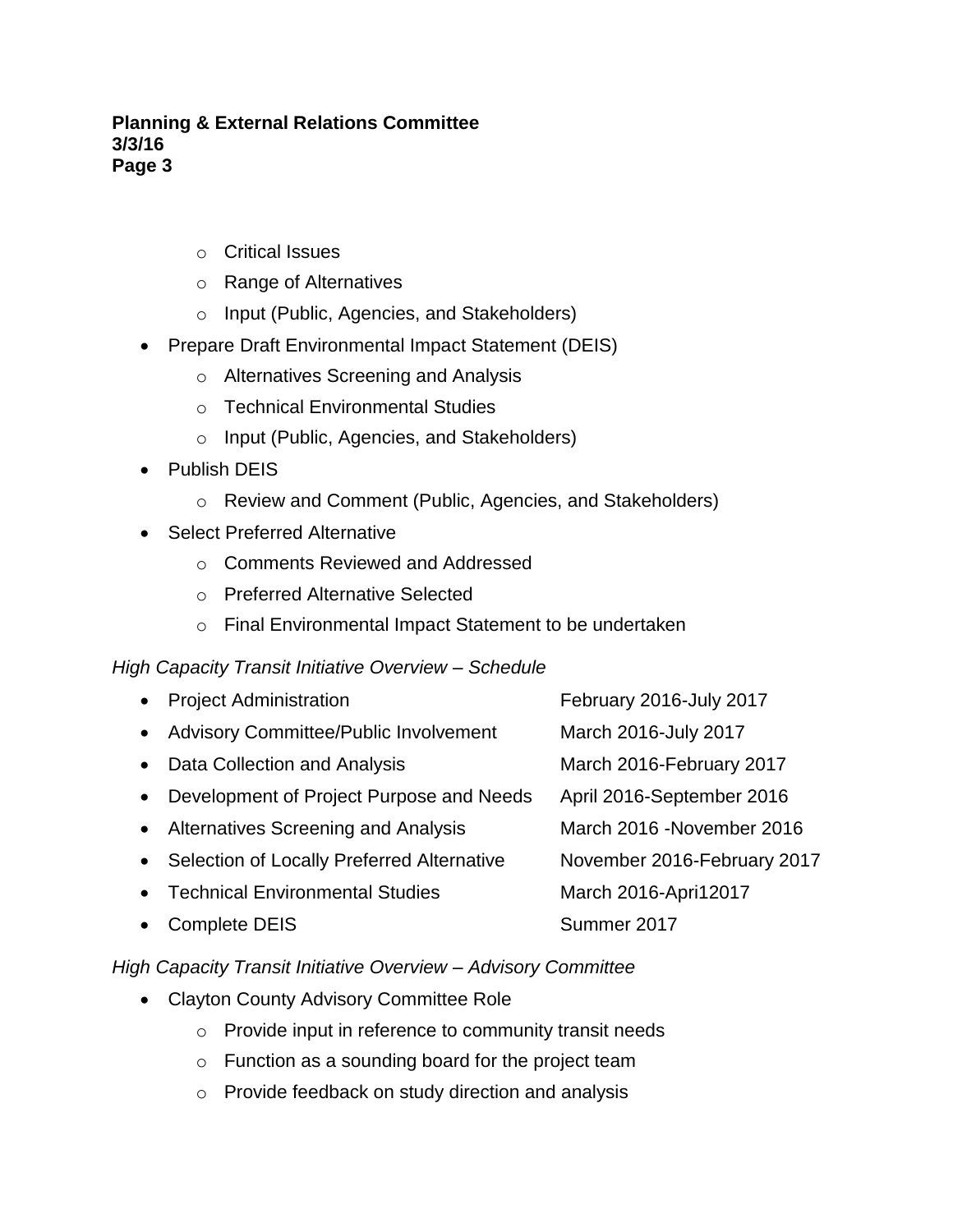- Critical Issues
- Range of Alternatives
- Input (Public, Agencies, and Stakeholders)

- Prepare Draft Environmental Impact Statement (DEIS)
  - Alternatives Screening and Analysis
  - Technical Environmental Studies
  - Input (Public, Agencies, and Stakeholders)
- Publish DEIS
  - Review and Comment (Public, Agencies, and Stakeholders)
- Select Preferred Alternative
  - Comments Reviewed and Addressed
  - Preferred Alternative Selected
  - Final Environmental Impact Statement to be undertaken

*High Capacity Transit Initiative Overview – Schedule*

- Project Administration — February 2016-July 2017
- Advisory Committee/Public Involvement — March 2016-July 2017
- Data Collection and Analysis — March 2016-February 2017
- Development of Project Purpose and Needs — April 2016-September 2016
- Alternatives Screening and Analysis — March 2016 -November 2016
- Selection of Locally Preferred Alternative — November 2016-February 2017
- Technical Environmental Studies — March 2016-Apri12017
- Complete DEIS — Summer 2017

*High Capacity Transit Initiative Overview – Advisory Committee*

- Clayton County Advisory Committee Role
  - Provide input in reference to community transit needs
  - Function as a sounding board for the project team
  - Provide feedback on study direction and analysis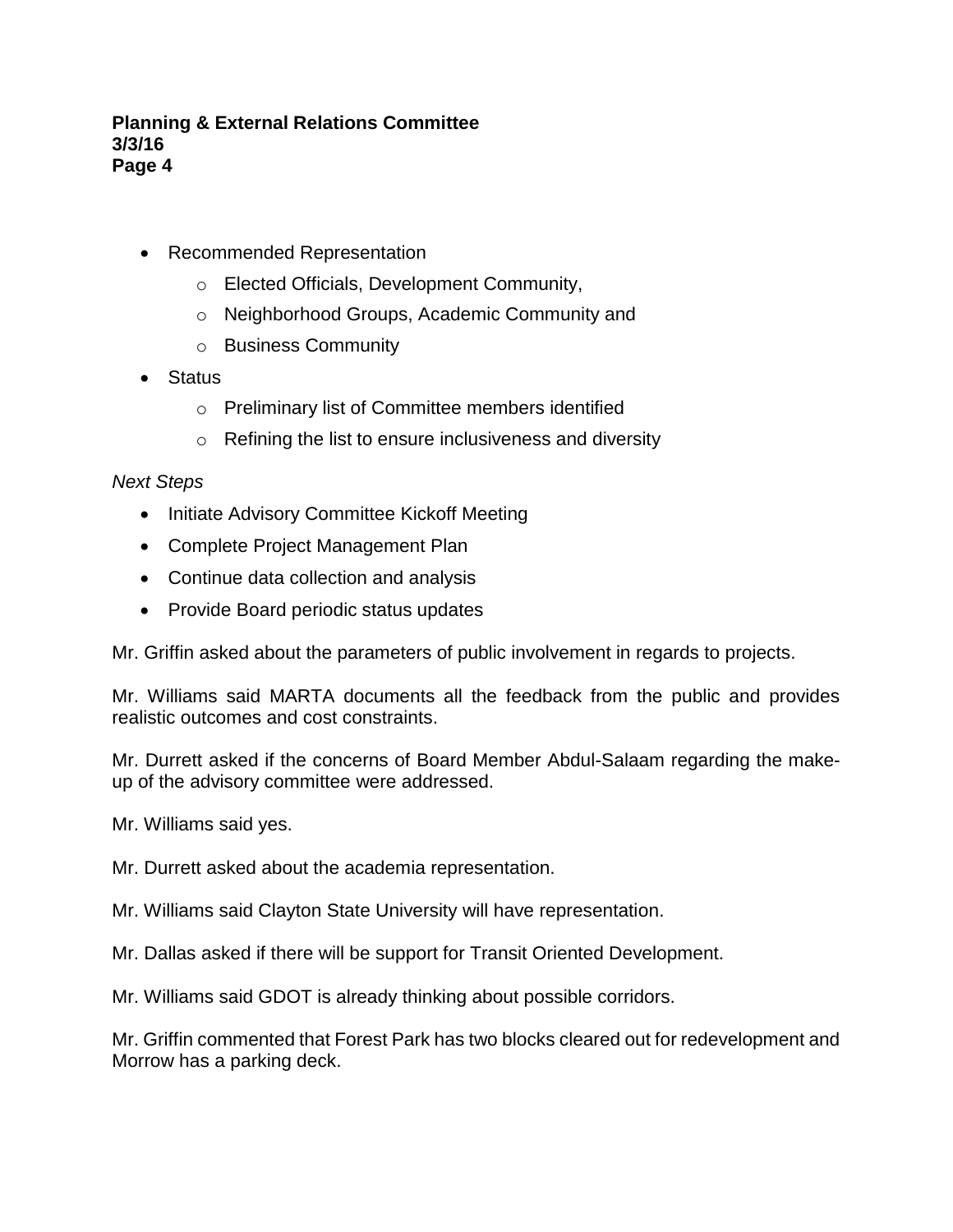- Recommended Representation
    - Elected Officials, Development Community,
    - Neighborhood Groups, Academic Community and
    - Business Community
- Status
    - Preliminary list of Committee members identified
    - Refining the list to ensure inclusiveness and diversity

*Next Steps*

- Initiate Advisory Committee Kickoff Meeting
- Complete Project Management Plan
- Continue data collection and analysis
- Provide Board periodic status updates

Mr. Griffin asked about the parameters of public involvement in regards to projects.

Mr. Williams said MARTA documents all the feedback from the public and provides realistic outcomes and cost constraints.

Mr. Durrett asked if the concerns of Board Member Abdul-Salaam regarding the make-up of the advisory committee were addressed.

Mr. Williams said yes.

Mr. Durrett asked about the academia representation.

Mr. Williams said Clayton State University will have representation.

Mr. Dallas asked if there will be support for Transit Oriented Development.

Mr. Williams said GDOT is already thinking about possible corridors.

Mr. Griffin commented that Forest Park has two blocks cleared out for redevelopment and Morrow has a parking deck.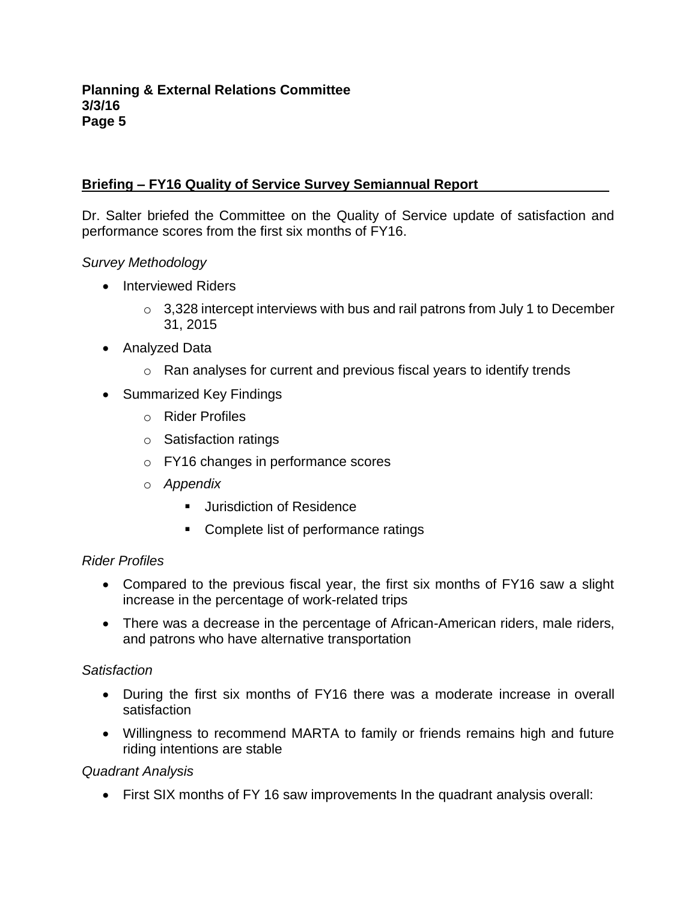## Briefing – FY16 Quality of Service Survey Semiannual Report

Dr. Salter briefed the Committee on the Quality of Service update of satisfaction and performance scores from the first six months of FY16.

*Survey Methodology*

- Interviewed Riders
  - 3,328 intercept interviews with bus and rail patrons from July 1 to December 31, 2015
- Analyzed Data
  - Ran analyses for current and previous fiscal years to identify trends
- Summarized Key Findings
  - Rider Profiles
  - Satisfaction ratings
  - FY16 changes in performance scores
  - *Appendix*
    - Jurisdiction of Residence
    - Complete list of performance ratings

*Rider Profiles*

- Compared to the previous fiscal year, the first six months of FY16 saw a slight increase in the percentage of work-related trips
- There was a decrease in the percentage of African-American riders, male riders, and patrons who have alternative transportation

*Satisfaction*

- During the first six months of FY16 there was a moderate increase in overall satisfaction
- Willingness to recommend MARTA to family or friends remains high and future riding intentions are stable

*Quadrant Analysis*

- First SIX months of FY 16 saw improvements In the quadrant analysis overall: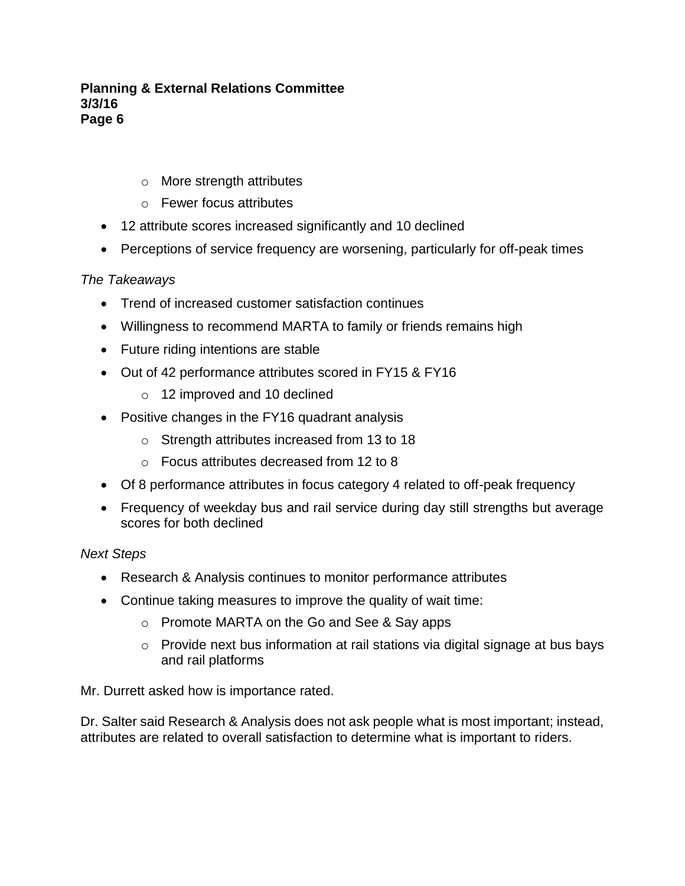- More strength attributes
  - Fewer focus attributes
- 12 attribute scores increased significantly and 10 declined
- Perceptions of service frequency are worsening, particularly for off-peak times

*The Takeaways*

- Trend of increased customer satisfaction continues
- Willingness to recommend MARTA to family or friends remains high
- Future riding intentions are stable
- Out of 42 performance attributes scored in FY15 & FY16
  - 12 improved and 10 declined
- Positive changes in the FY16 quadrant analysis
  - Strength attributes increased from 13 to 18
  - Focus attributes decreased from 12 to 8
- Of 8 performance attributes in focus category 4 related to off-peak frequency
- Frequency of weekday bus and rail service during day still strengths but average scores for both declined

*Next Steps*

- Research & Analysis continues to monitor performance attributes
- Continue taking measures to improve the quality of wait time:
  - Promote MARTA on the Go and See & Say apps
  - Provide next bus information at rail stations via digital signage at bus bays and rail platforms

Mr. Durrett asked how is importance rated.

Dr. Salter said Research & Analysis does not ask people what is most important; instead, attributes are related to overall satisfaction to determine what is important to riders.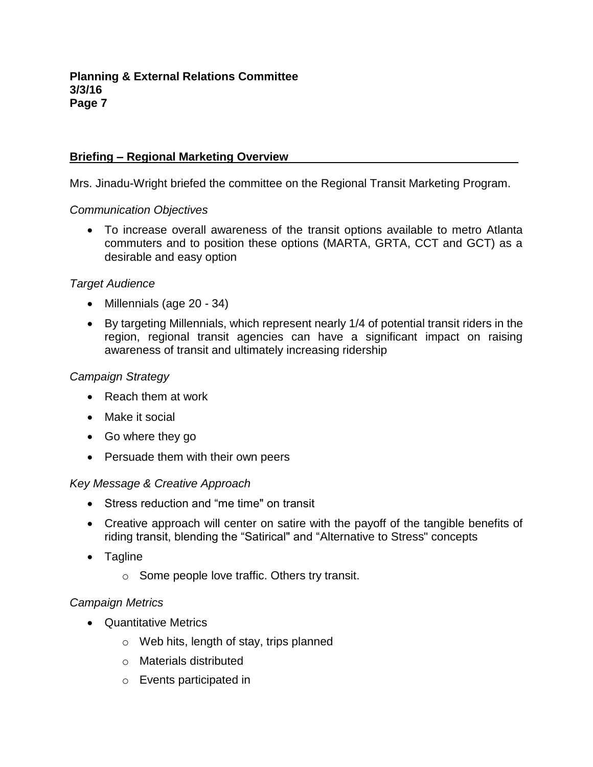## Briefing – Regional Marketing Overview

Mrs. Jinadu-Wright briefed the committee on the Regional Transit Marketing Program.

*Communication Objectives*

- To increase overall awareness of the transit options available to metro Atlanta commuters and to position these options (MARTA, GRTA, CCT and GCT) as a desirable and easy option

*Target Audience*

- Millennials (age 20 - 34)
- By targeting Millennials, which represent nearly 1/4 of potential transit riders in the region, regional transit agencies can have a significant impact on raising awareness of transit and ultimately increasing ridership

*Campaign Strategy*

- Reach them at work
- Make it social
- Go where they go
- Persuade them with their own peers

*Key Message & Creative Approach*

- Stress reduction and “me time" on transit
- Creative approach will center on satire with the payoff of the tangible benefits of riding transit, blending the “Satirical" and “Alternative to Stress" concepts
- Tagline
  - Some people love traffic. Others try transit.

*Campaign Metrics*

- Quantitative Metrics
  - Web hits, length of stay, trips planned
  - Materials distributed
  - Events participated in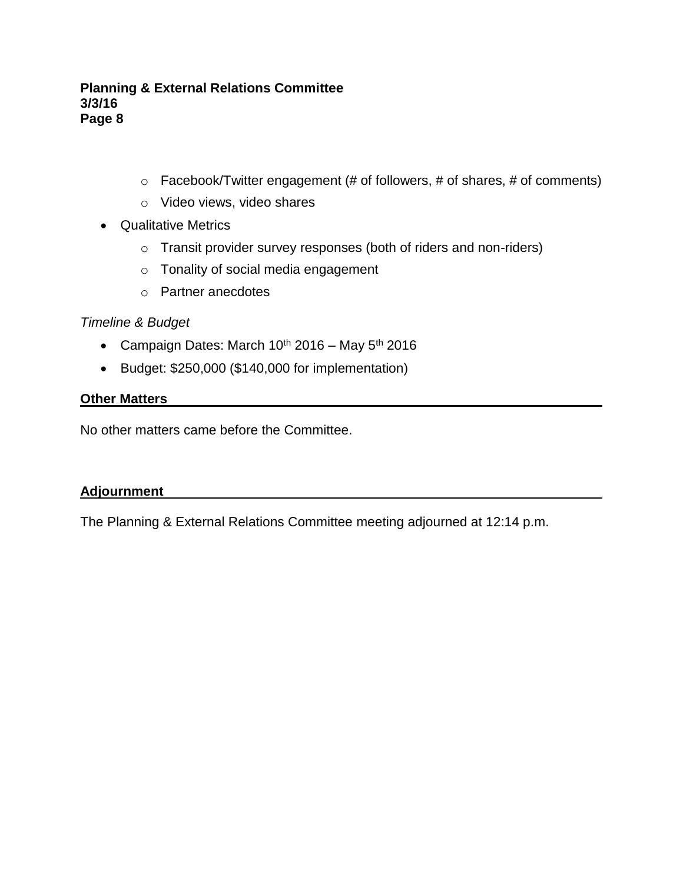- Facebook/Twitter engagement (# of followers, # of shares, # of comments)
  - Video views, video shares
- Qualitative Metrics
  - Transit provider survey responses (both of riders and non-riders)
  - Tonality of social media engagement
  - Partner anecdotes

*Timeline & Budget*

- Campaign Dates: March 10th 2016 – May 5th 2016
- Budget: $250,000 ($140,000 for implementation)

**Other Matters**

No other matters came before the Committee.

**Adjournment**

The Planning & External Relations Committee meeting adjourned at 12:14 p.m.